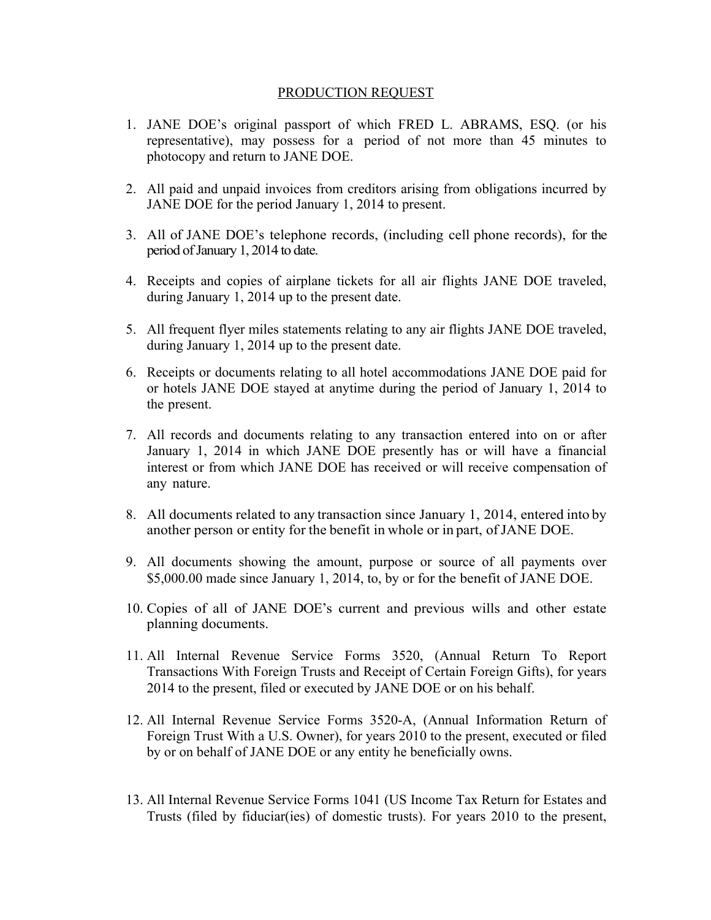PRODUCTION REQUEST

1. JANE DOE's original passport of which FRED L. ABRAMS, ESQ. (or his representative), may possess for a period of not more than 45 minutes to photocopy and return to JANE DOE.

2. All paid and unpaid invoices from creditors arising from obligations incurred by JANE DOE for the period January 1, 2014 to present.

3. All of JANE DOE's telephone records, (including cell phone records), for the period of January 1, 2014 to date.

4. Receipts and copies of airplane tickets for all air flights JANE DOE traveled, during January 1, 2014 up to the present date.

5. All frequent flyer miles statements relating to any air flights JANE DOE traveled, during January 1, 2014 up to the present date.

6. Receipts or documents relating to all hotel accommodations JANE DOE paid for or hotels JANE DOE stayed at anytime during the period of January 1, 2014 to the present.

7. All records and documents relating to any transaction entered into on or after January 1, 2014 in which JANE DOE presently has or will have a financial interest or from which JANE DOE has received or will receive compensation of any nature.

8. All documents related to any transaction since January 1, 2014, entered into by another person or entity for the benefit in whole or in part, of JANE DOE.

9. All documents showing the amount, purpose or source of all payments over $5,000.00 made since January 1, 2014, to, by or for the benefit of JANE DOE.

10. Copies of all of JANE DOE's current and previous wills and other estate planning documents.

11. All Internal Revenue Service Forms 3520, (Annual Return To Report Transactions With Foreign Trusts and Receipt of Certain Foreign Gifts), for years 2014 to the present, filed or executed by JANE DOE or on his behalf.

12. All Internal Revenue Service Forms 3520-A, (Annual Information Return of Foreign Trust With a U.S. Owner), for years 2010 to the present, executed or filed by or on behalf of JANE DOE or any entity he beneficially owns.

13. All Internal Revenue Service Forms 1041 (US Income Tax Return for Estates and Trusts (filed by fiduciar(ies) of domestic trusts). For years 2010 to the present,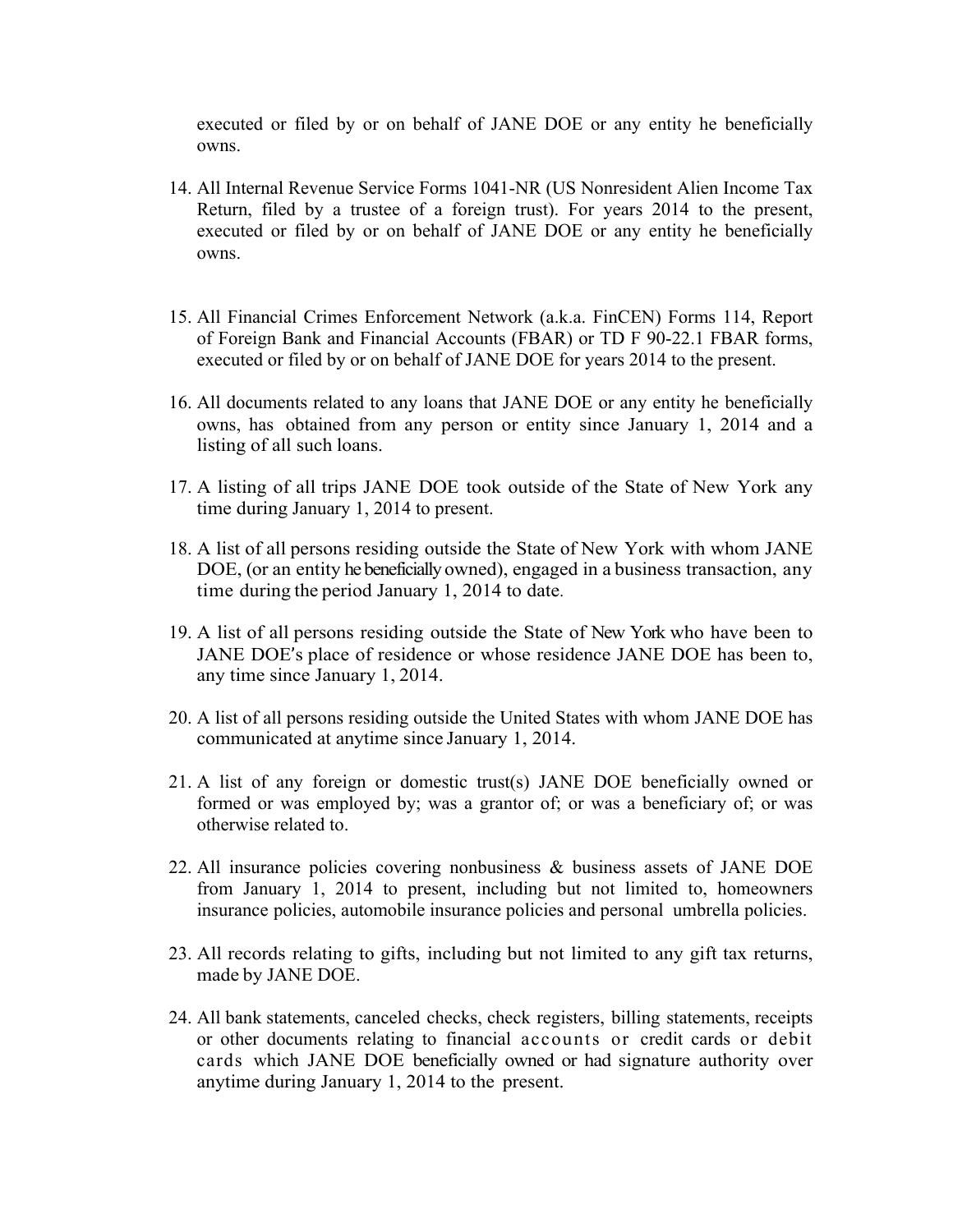executed or filed by or on behalf of JANE DOE or any entity he beneficially owns.

14. All Internal Revenue Service Forms 1041-NR (US Nonresident Alien Income Tax Return, filed by a trustee of a foreign trust). For years 2014 to the present, executed or filed by or on behalf of JANE DOE or any entity he beneficially owns.

15. All Financial Crimes Enforcement Network (a.k.a. FinCEN) Forms 114, Report of Foreign Bank and Financial Accounts (FBAR) or TD F 90-22.1 FBAR forms, executed or filed by or on behalf of JANE DOE for years 2014 to the present.

16. All documents related to any loans that JANE DOE or any entity he beneficially owns, has obtained from any person or entity since January 1, 2014 and a listing of all such loans.

17. A listing of all trips JANE DOE took outside of the State of New York any time during January 1, 2014 to present.

18. A list of all persons residing outside the State of New York with whom JANE DOE, (or an entity he beneficially owned), engaged in a business transaction, any time during the period January 1, 2014 to date.

19. A list of all persons residing outside the State of New York who have been to JANE DOE's place of residence or whose residence JANE DOE has been to, any time since January 1, 2014.

20. A list of all persons residing outside the United States with whom JANE DOE has communicated at anytime since January 1, 2014.

21. A list of any foreign or domestic trust(s) JANE DOE beneficially owned or formed or was employed by; was a grantor of; or was a beneficiary of; or was otherwise related to.

22. All insurance policies covering nonbusiness & business assets of JANE DOE from January 1, 2014 to present, including but not limited to, homeowners insurance policies, automobile insurance policies and personal umbrella policies.

23. All records relating to gifts, including but not limited to any gift tax returns, made by JANE DOE.

24. All bank statements, canceled checks, check registers, billing statements, receipts or other documents relating to financial accounts or credit cards or debit cards which JANE DOE beneficially owned or had signature authority over anytime during January 1, 2014 to the present.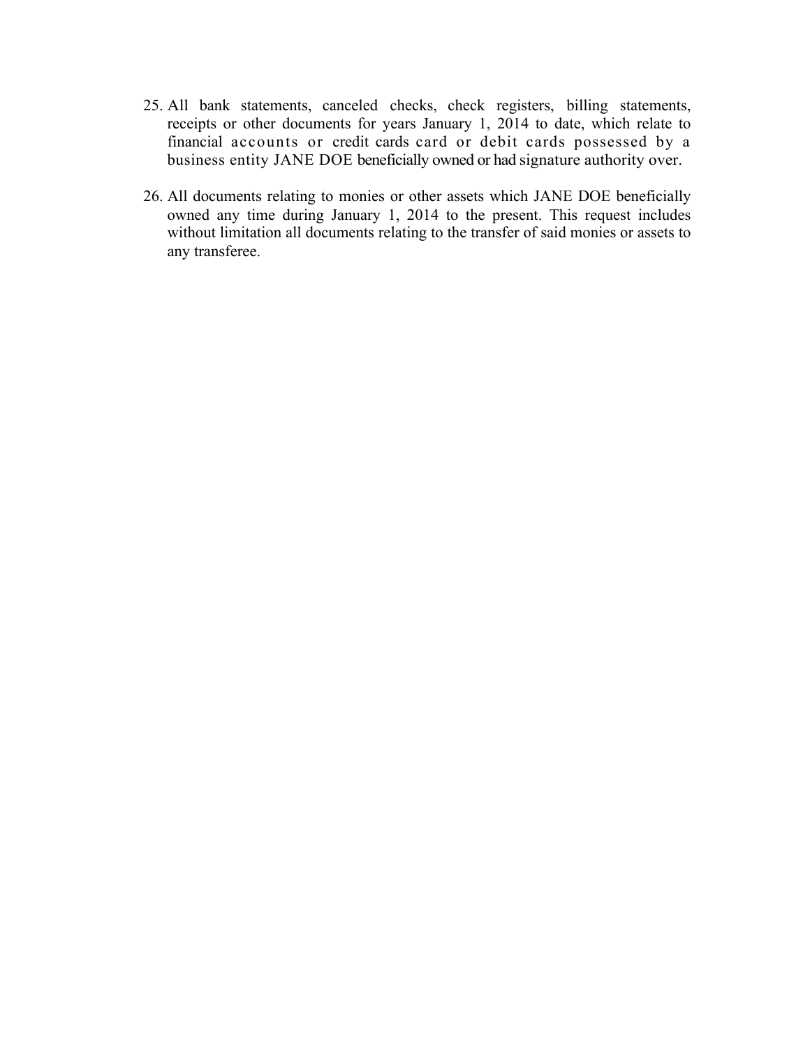25. All bank statements, canceled checks, check registers, billing statements, receipts or other documents for years January 1, 2014 to date, which relate to financial accounts or credit cards card or debit cards possessed by a business entity JANE DOE beneficially owned or had signature authority over.

26. All documents relating to monies or other assets which JANE DOE beneficially owned any time during January 1, 2014 to the present. This request includes without limitation all documents relating to the transfer of said monies or assets to any transferee.